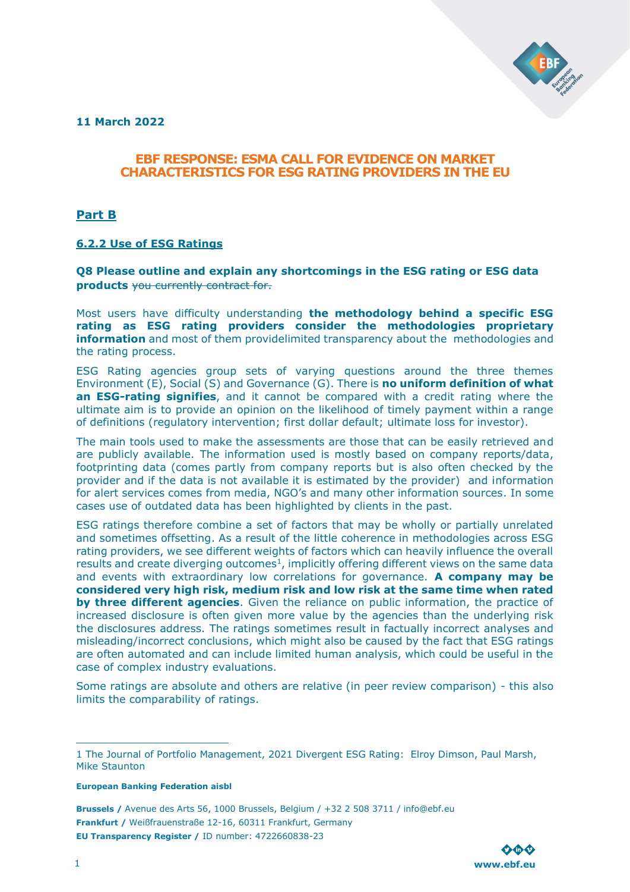**11 March 2022**

# EBF RESPONSE: ESMA CALL FOR EVIDENCE ON MARKET CHARACTERISTICS FOR ESG RATING PROVIDERS IN THE EU

## Part B

### 6.2.2 Use of ESG Ratings

**Q8 Please outline and explain any shortcomings in the ESG rating or ESG data products** ~~you currently contract for.~~

Most users have difficulty understanding **the methodology behind a specific ESG rating as ESG rating providers consider the methodologies proprietary information** and most of them providelimited transparency about the methodologies and the rating process.

ESG Rating agencies group sets of varying questions around the three themes Environment (E), Social (S) and Governance (G). There is **no uniform definition of what an ESG-rating signifies**, and it cannot be compared with a credit rating where the ultimate aim is to provide an opinion on the likelihood of timely payment within a range of definitions (regulatory intervention; first dollar default; ultimate loss for investor).

The main tools used to make the assessments are those that can be easily retrieved and are publicly available. The information used is mostly based on company reports/data, footprinting data (comes partly from company reports but is also often checked by the provider and if the data is not available it is estimated by the provider) and information for alert services comes from media, NGO's and many other information sources. In some cases use of outdated data has been highlighted by clients in the past.

ESG ratings therefore combine a set of factors that may be wholly or partially unrelated and sometimes offsetting. As a result of the little coherence in methodologies across ESG rating providers, we see different weights of factors which can heavily influence the overall results and create diverging outcomes[1], implicitly offering different views on the same data and events with extraordinary low correlations for governance. **A company may be considered very high risk, medium risk and low risk at the same time when rated by three different agencies**. Given the reliance on public information, the practice of increased disclosure is often given more value by the agencies than the underlying risk the disclosures address. The ratings sometimes result in factually incorrect analyses and misleading/incorrect conclusions, which might also be caused by the fact that ESG ratings are often automated and can include limited human analysis, which could be useful in the case of complex industry evaluations.

Some ratings are absolute and others are relative (in peer review comparison) - this also limits the comparability of ratings.

---

1 The Journal of Portfolio Management, 2021 Divergent ESG Rating: Elroy Dimson, Paul Marsh, Mike Staunton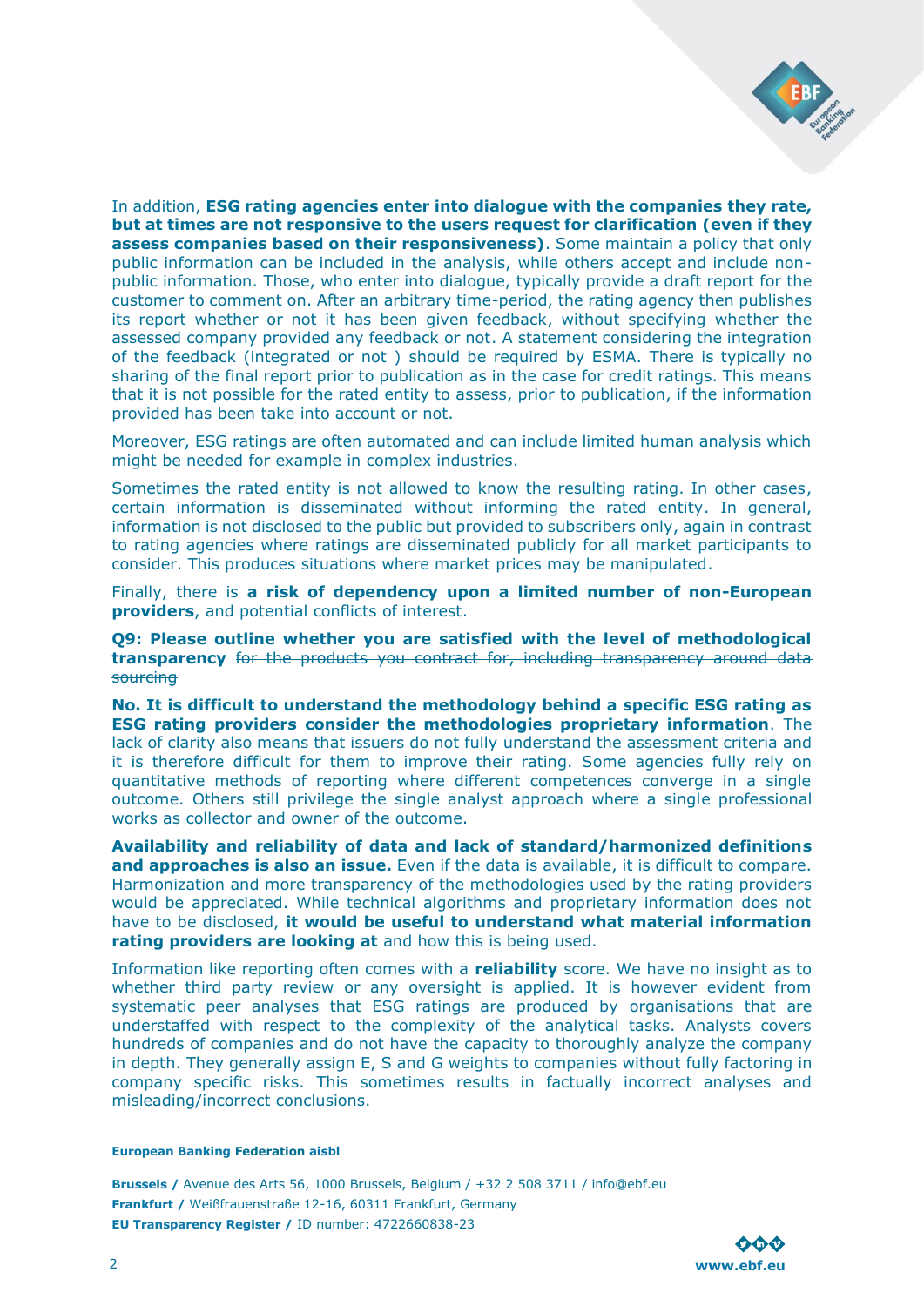In addition, **ESG rating agencies enter into dialogue with the companies they rate, but at times are not responsive to the users request for clarification (even if they assess companies based on their responsiveness)**. Some maintain a policy that only public information can be included in the analysis, while others accept and include non-public information. Those, who enter into dialogue, typically provide a draft report for the customer to comment on. After an arbitrary time-period, the rating agency then publishes its report whether or not it has been given feedback, without specifying whether the assessed company provided any feedback or not. A statement considering the integration of the feedback (integrated or not ) should be required by ESMA. There is typically no sharing of the final report prior to publication as in the case for credit ratings. This means that it is not possible for the rated entity to assess, prior to publication, if the information provided has been take into account or not.

Moreover, ESG ratings are often automated and can include limited human analysis which might be needed for example in complex industries.

Sometimes the rated entity is not allowed to know the resulting rating. In other cases, certain information is disseminated without informing the rated entity. In general, information is not disclosed to the public but provided to subscribers only, again in contrast to rating agencies where ratings are disseminated publicly for all market participants to consider. This produces situations where market prices may be manipulated.

Finally, there is **a risk of dependency upon a limited number of non-European providers**, and potential conflicts of interest.

**Q9: Please outline whether you are satisfied with the level of methodological transparency** ~~for the products you contract for, including transparency around data sourcing~~

**No. It is difficult to understand the methodology behind a specific ESG rating as ESG rating providers consider the methodologies proprietary information**. The lack of clarity also means that issuers do not fully understand the assessment criteria and it is therefore difficult for them to improve their rating. Some agencies fully rely on quantitative methods of reporting where different competences converge in a single outcome. Others still privilege the single analyst approach where a single professional works as collector and owner of the outcome.

**Availability and reliability of data and lack of standard/harmonized definitions and approaches is also an issue.** Even if the data is available, it is difficult to compare. Harmonization and more transparency of the methodologies used by the rating providers would be appreciated. While technical algorithms and proprietary information does not have to be disclosed, **it would be useful to understand what material information rating providers are looking at** and how this is being used.

Information like reporting often comes with a **reliability** score. We have no insight as to whether third party review or any oversight is applied. It is however evident from systematic peer analyses that ESG ratings are produced by organisations that are understaffed with respect to the complexity of the analytical tasks. Analysts covers hundreds of companies and do not have the capacity to thoroughly analyze the company in depth. They generally assign E, S and G weights to companies without fully factoring in company specific risks. This sometimes results in factually incorrect analyses and misleading/incorrect conclusions.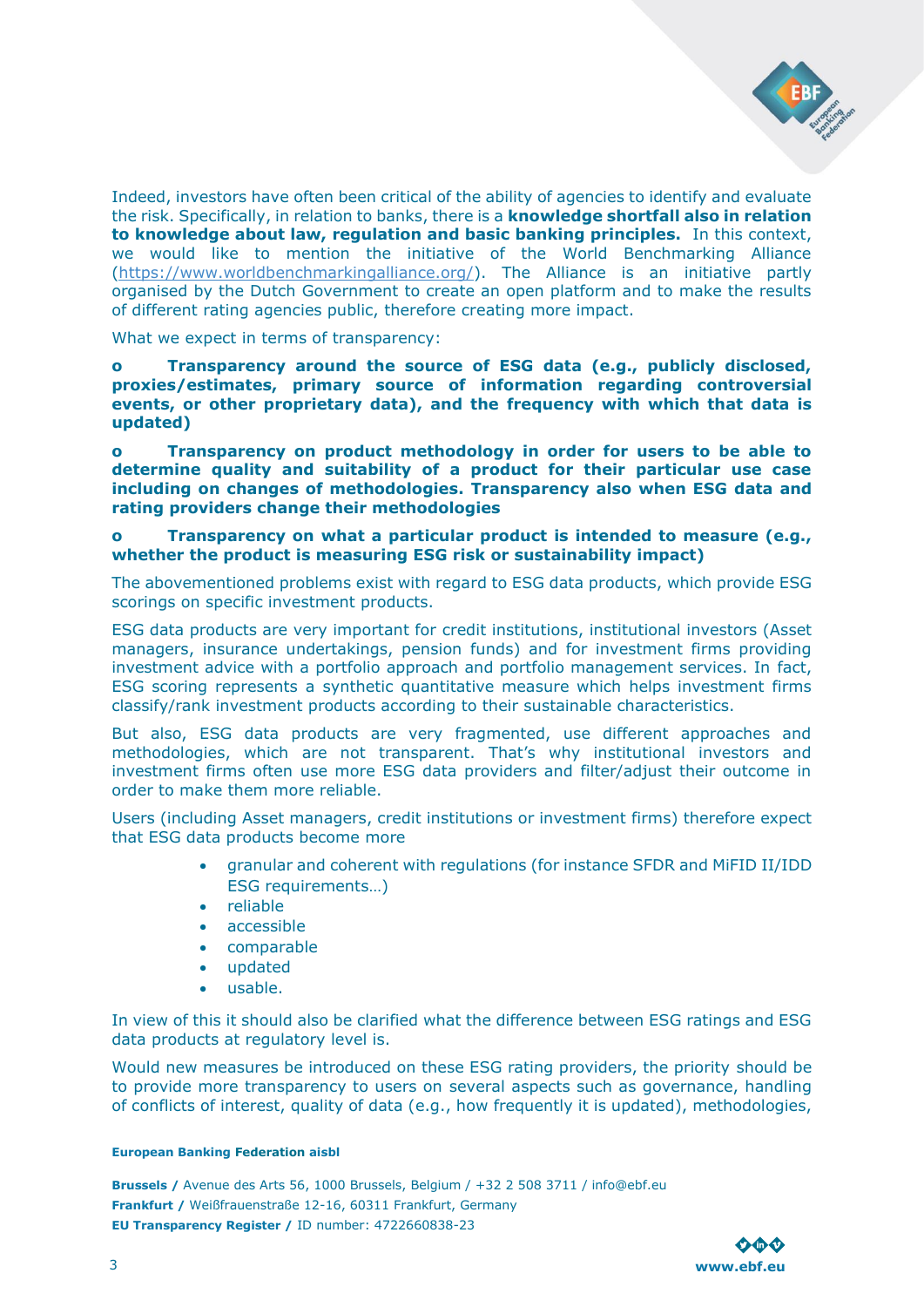Indeed, investors have often been critical of the ability of agencies to identify and evaluate the risk. Specifically, in relation to banks, there is a **knowledge shortfall also in relation to knowledge about law, regulation and basic banking principles.** In this context, we would like to mention the initiative of the World Benchmarking Alliance (https://www.worldbenchmarkingalliance.org/). The Alliance is an initiative partly organised by the Dutch Government to create an open platform and to make the results of different rating agencies public, therefore creating more impact.

What we expect in terms of transparency:

- **Transparency around the source of ESG data (e.g., publicly disclosed, proxies/estimates, primary source of information regarding controversial events, or other proprietary data), and the frequency with which that data is updated)**
- **Transparency on product methodology in order for users to be able to determine quality and suitability of a product for their particular use case including on changes of methodologies. Transparency also when ESG data and rating providers change their methodologies**
- **Transparency on what a particular product is intended to measure (e.g., whether the product is measuring ESG risk or sustainability impact)**

The abovementioned problems exist with regard to ESG data products, which provide ESG scorings on specific investment products.

ESG data products are very important for credit institutions, institutional investors (Asset managers, insurance undertakings, pension funds) and for investment firms providing investment advice with a portfolio approach and portfolio management services. In fact, ESG scoring represents a synthetic quantitative measure which helps investment firms classify/rank investment products according to their sustainable characteristics.

But also, ESG data products are very fragmented, use different approaches and methodologies, which are not transparent. That's why institutional investors and investment firms often use more ESG data providers and filter/adjust their outcome in order to make them more reliable.

Users (including Asset managers, credit institutions or investment firms) therefore expect that ESG data products become more

- granular and coherent with regulations (for instance SFDR and MiFID II/IDD ESG requirements…)
- reliable
- accessible
- comparable
- updated
- usable.

In view of this it should also be clarified what the difference between ESG ratings and ESG data products at regulatory level is.

Would new measures be introduced on these ESG rating providers, the priority should be to provide more transparency to users on several aspects such as governance, handling of conflicts of interest, quality of data (e.g., how frequently it is updated), methodologies,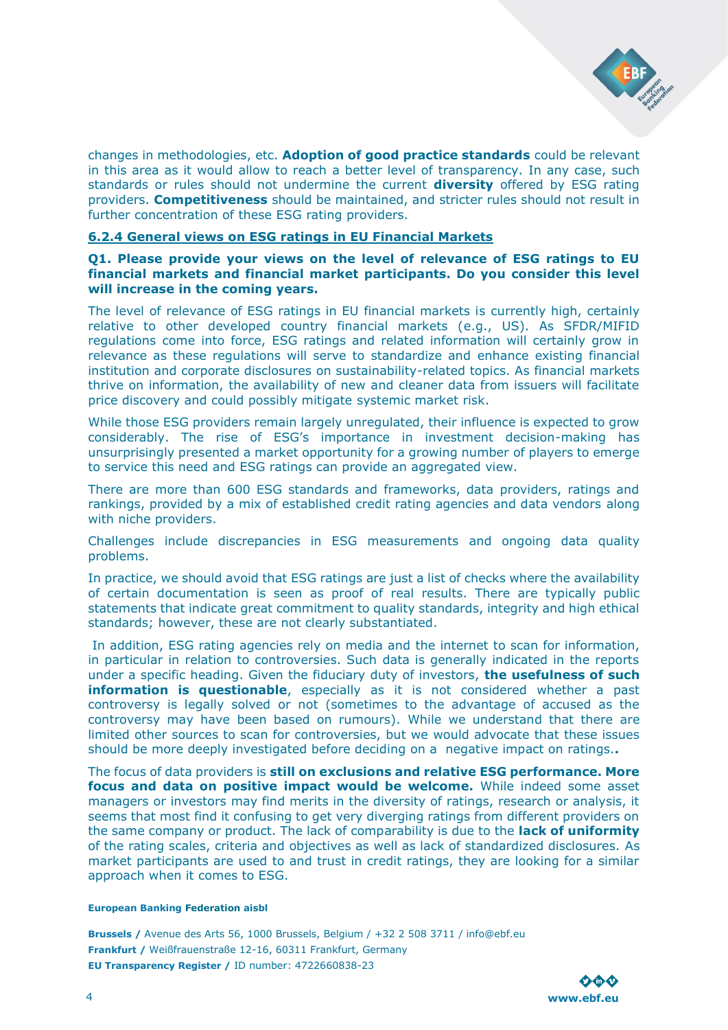changes in methodologies, etc. **Adoption of good practice standards** could be relevant in this area as it would allow to reach a better level of transparency. In any case, such standards or rules should not undermine the current **diversity** offered by ESG rating providers. **Competitiveness** should be maintained, and stricter rules should not result in further concentration of these ESG rating providers.

### 6.2.4 General views on ESG ratings in EU Financial Markets

**Q1. Please provide your views on the level of relevance of ESG ratings to EU financial markets and financial market participants. Do you consider this level will increase in the coming years.**

The level of relevance of ESG ratings in EU financial markets is currently high, certainly relative to other developed country financial markets (e.g., US). As SFDR/MIFID regulations come into force, ESG ratings and related information will certainly grow in relevance as these regulations will serve to standardize and enhance existing financial institution and corporate disclosures on sustainability-related topics. As financial markets thrive on information, the availability of new and cleaner data from issuers will facilitate price discovery and could possibly mitigate systemic market risk.

While those ESG providers remain largely unregulated, their influence is expected to grow considerably. The rise of ESG's importance in investment decision-making has unsurprisingly presented a market opportunity for a growing number of players to emerge to service this need and ESG ratings can provide an aggregated view.

There are more than 600 ESG standards and frameworks, data providers, ratings and rankings, provided by a mix of established credit rating agencies and data vendors along with niche providers.

Challenges include discrepancies in ESG measurements and ongoing data quality problems.

In practice, we should avoid that ESG ratings are just a list of checks where the availability of certain documentation is seen as proof of real results. There are typically public statements that indicate great commitment to quality standards, integrity and high ethical standards; however, these are not clearly substantiated.

In addition, ESG rating agencies rely on media and the internet to scan for information, in particular in relation to controversies. Such data is generally indicated in the reports under a specific heading. Given the fiduciary duty of investors, **the usefulness of such information is questionable**, especially as it is not considered whether a past controversy is legally solved or not (sometimes to the advantage of accused as the controversy may have been based on rumours). While we understand that there are limited other sources to scan for controversies, but we would advocate that these issues should be more deeply investigated before deciding on a negative impact on ratings.**.**

The focus of data providers is **still on exclusions and relative ESG performance. More focus and data on positive impact would be welcome.** While indeed some asset managers or investors may find merits in the diversity of ratings, research or analysis, it seems that most find it confusing to get very diverging ratings from different providers on the same company or product. The lack of comparability is due to the **lack of uniformity** of the rating scales, criteria and objectives as well as lack of standardized disclosures. As market participants are used to and trust in credit ratings, they are looking for a similar approach when it comes to ESG.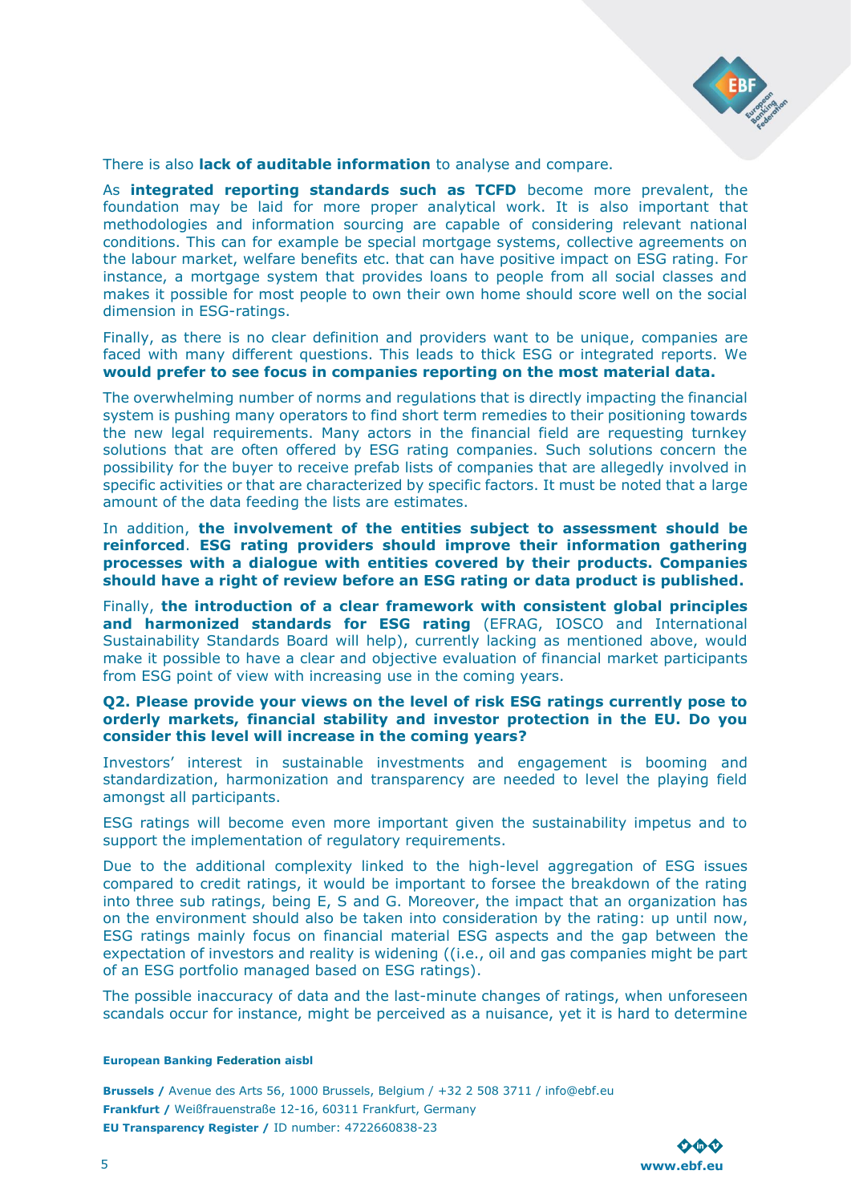There is also **lack of auditable information** to analyse and compare.

As **integrated reporting standards such as TCFD** become more prevalent, the foundation may be laid for more proper analytical work. It is also important that methodologies and information sourcing are capable of considering relevant national conditions. This can for example be special mortgage systems, collective agreements on the labour market, welfare benefits etc. that can have positive impact on ESG rating. For instance, a mortgage system that provides loans to people from all social classes and makes it possible for most people to own their own home should score well on the social dimension in ESG-ratings.

Finally, as there is no clear definition and providers want to be unique, companies are faced with many different questions. This leads to thick ESG or integrated reports. We **would prefer to see focus in companies reporting on the most material data.**

The overwhelming number of norms and regulations that is directly impacting the financial system is pushing many operators to find short term remedies to their positioning towards the new legal requirements. Many actors in the financial field are requesting turnkey solutions that are often offered by ESG rating companies. Such solutions concern the possibility for the buyer to receive prefab lists of companies that are allegedly involved in specific activities or that are characterized by specific factors. It must be noted that a large amount of the data feeding the lists are estimates.

In addition, **the involvement of the entities subject to assessment should be reinforced**. **ESG rating providers should improve their information gathering processes with a dialogue with entities covered by their products. Companies should have a right of review before an ESG rating or data product is published.**

Finally, **the introduction of a clear framework with consistent global principles and harmonized standards for ESG rating** (EFRAG, IOSCO and International Sustainability Standards Board will help), currently lacking as mentioned above, would make it possible to have a clear and objective evaluation of financial market participants from ESG point of view with increasing use in the coming years.

**Q2. Please provide your views on the level of risk ESG ratings currently pose to orderly markets, financial stability and investor protection in the EU. Do you consider this level will increase in the coming years?**

Investors' interest in sustainable investments and engagement is booming and standardization, harmonization and transparency are needed to level the playing field amongst all participants.

ESG ratings will become even more important given the sustainability impetus and to support the implementation of regulatory requirements.

Due to the additional complexity linked to the high-level aggregation of ESG issues compared to credit ratings, it would be important to forsee the breakdown of the rating into three sub ratings, being E, S and G. Moreover, the impact that an organization has on the environment should also be taken into consideration by the rating: up until now, ESG ratings mainly focus on financial material ESG aspects and the gap between the expectation of investors and reality is widening ((i.e., oil and gas companies might be part of an ESG portfolio managed based on ESG ratings).

The possible inaccuracy of data and the last-minute changes of ratings, when unforeseen scandals occur for instance, might be perceived as a nuisance, yet it is hard to determine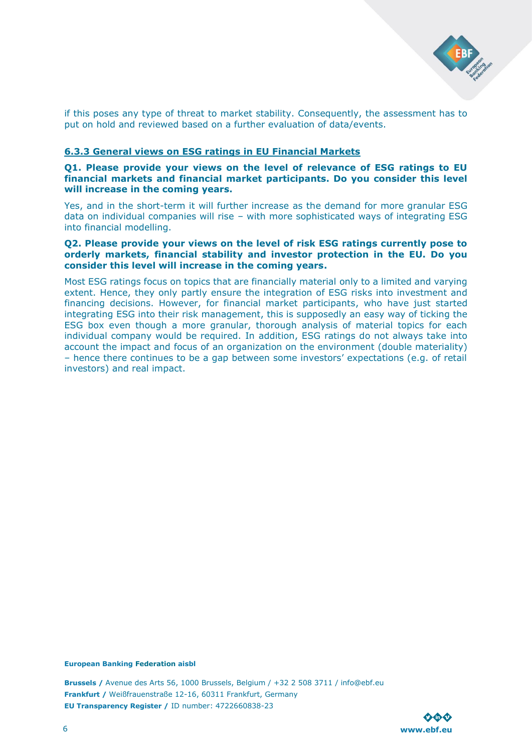if this poses any type of threat to market stability. Consequently, the assessment has to put on hold and reviewed based on a further evaluation of data/events.

### 6.3.3 General views on ESG ratings in EU Financial Markets

**Q1. Please provide your views on the level of relevance of ESG ratings to EU financial markets and financial market participants. Do you consider this level will increase in the coming years.**

Yes, and in the short-term it will further increase as the demand for more granular ESG data on individual companies will rise – with more sophisticated ways of integrating ESG into financial modelling.

**Q2. Please provide your views on the level of risk ESG ratings currently pose to orderly markets, financial stability and investor protection in the EU. Do you consider this level will increase in the coming years.**

Most ESG ratings focus on topics that are financially material only to a limited and varying extent. Hence, they only partly ensure the integration of ESG risks into investment and financing decisions. However, for financial market participants, who have just started integrating ESG into their risk management, this is supposedly an easy way of ticking the ESG box even though a more granular, thorough analysis of material topics for each individual company would be required. In addition, ESG ratings do not always take into account the impact and focus of an organization on the environment (double materiality) – hence there continues to be a gap between some investors' expectations (e.g. of retail investors) and real impact.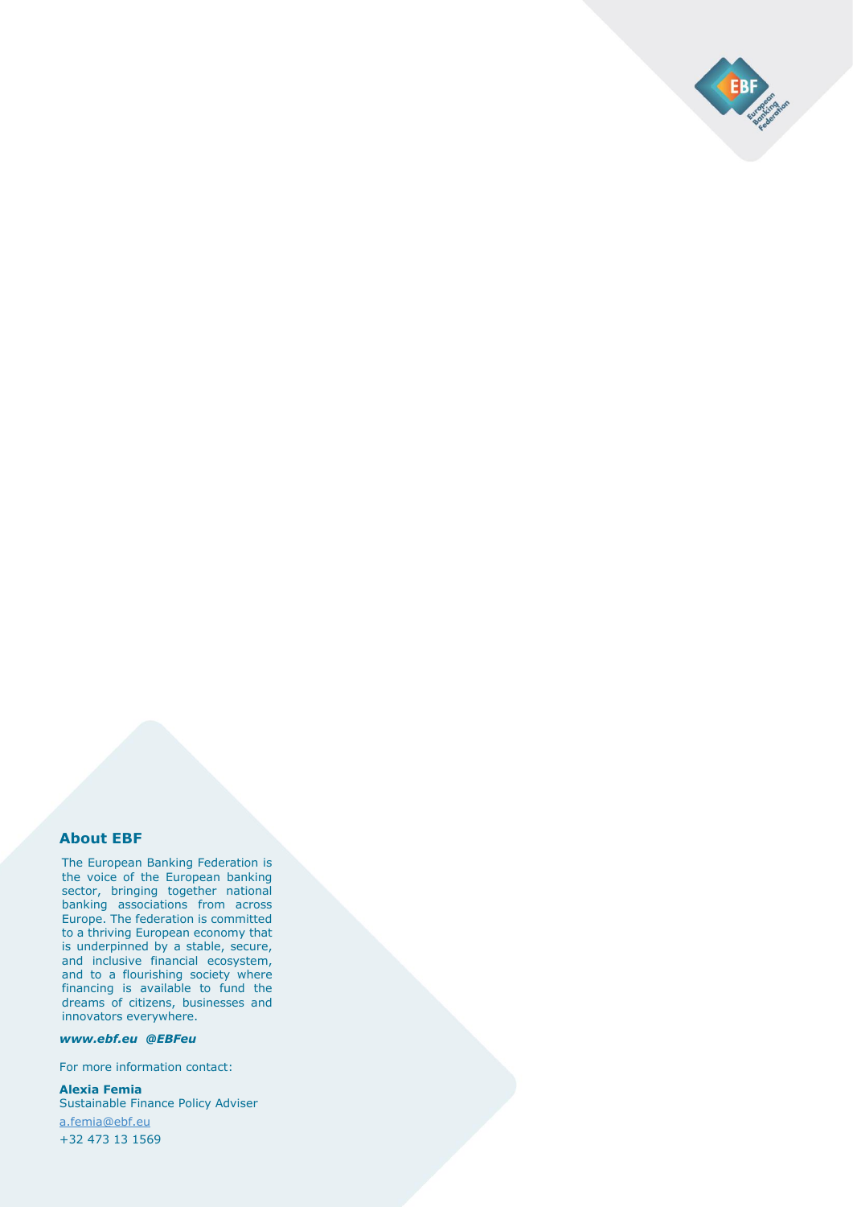## About EBF

The European Banking Federation is the voice of the European banking sector, bringing together national banking associations from across Europe. The federation is committed to a thriving European economy that is underpinned by a stable, secure, and inclusive financial ecosystem, and to a flourishing society where financing is available to fund the dreams of citizens, businesses and innovators everywhere.

***www.ebf.eu @EBFeu***

For more information contact:

**Alexia Femia**
Sustainable Finance Policy Adviser
a.femia@ebf.eu
+32 473 13 1569